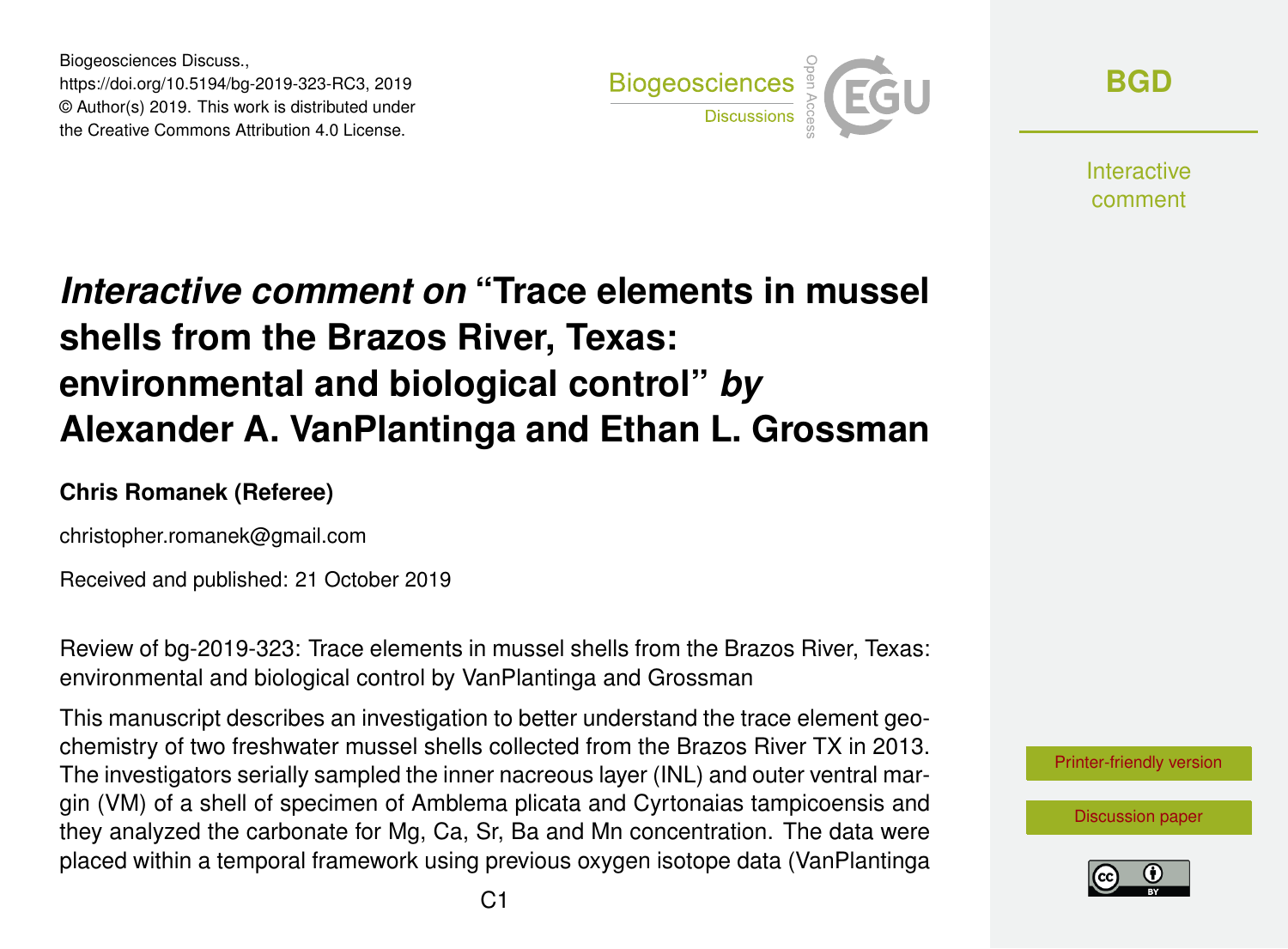Biogeosciences Discuss.,
https://doi.org/10.5194/bg-2019-323-RC3, 2019
© Author(s) 2019. This work is distributed under
the Creative Commons Attribution 4.0 License.

# *Interactive comment on* "Trace elements in mussel shells from the Brazos River, Texas: environmental and biological control" *by* Alexander A. VanPlantinga and Ethan L. Grossman

**Chris Romanek (Referee)**

christopher.romanek@gmail.com

Received and published: 21 October 2019

Review of bg-2019-323: Trace elements in mussel shells from the Brazos River, Texas: environmental and biological control by VanPlantinga and Grossman

This manuscript describes an investigation to better understand the trace element geochemistry of two freshwater mussel shells collected from the Brazos River TX in 2013. The investigators serially sampled the inner nacreous layer (INL) and outer ventral margin (VM) of a shell of specimen of Amblema plicata and Cyrtonaias tampicoensis and they analyzed the carbonate for Mg, Ca, Sr, Ba and Mn concentration. The data were placed within a temporal framework using previous oxygen isotope data (VanPlantinga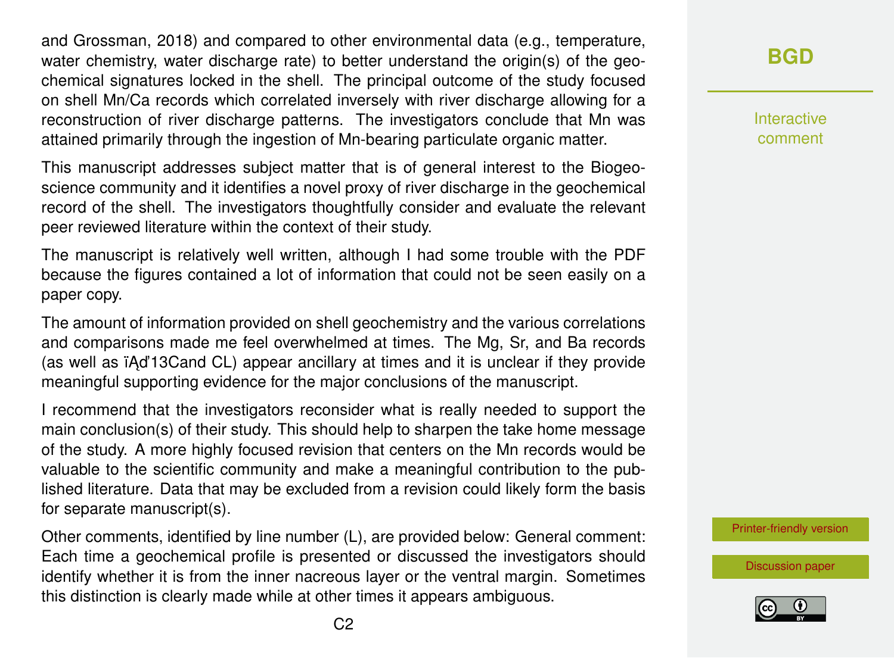and Grossman, 2018) and compared to other environmental data (e.g., temperature, water chemistry, water discharge rate) to better understand the origin(s) of the geochemical signatures locked in the shell. The principal outcome of the study focused on shell Mn/Ca records which correlated inversely with river discharge allowing for a reconstruction of river discharge patterns. The investigators conclude that Mn was attained primarily through the ingestion of Mn-bearing particulate organic matter.

This manuscript addresses subject matter that is of general interest to the Biogeoscience community and it identifies a novel proxy of river discharge in the geochemical record of the shell. The investigators thoughtfully consider and evaluate the relevant peer reviewed literature within the context of their study.

The manuscript is relatively well written, although I had some trouble with the PDF because the figures contained a lot of information that could not be seen easily on a paper copy.

The amount of information provided on shell geochemistry and the various correlations and comparisons made me feel overwhelmed at times. The Mg, Sr, and Ba records (as well as ïĄď13Cand CL) appear ancillary at times and it is unclear if they provide meaningful supporting evidence for the major conclusions of the manuscript.

I recommend that the investigators reconsider what is really needed to support the main conclusion(s) of their study. This should help to sharpen the take home message of the study. A more highly focused revision that centers on the Mn records would be valuable to the scientific community and make a meaningful contribution to the published literature. Data that may be excluded from a revision could likely form the basis for separate manuscript(s).

Other comments, identified by line number (L), are provided below: General comment: Each time a geochemical profile is presented or discussed the investigators should identify whether it is from the inner nacreous layer or the ventral margin. Sometimes this distinction is clearly made while at other times it appears ambiguous.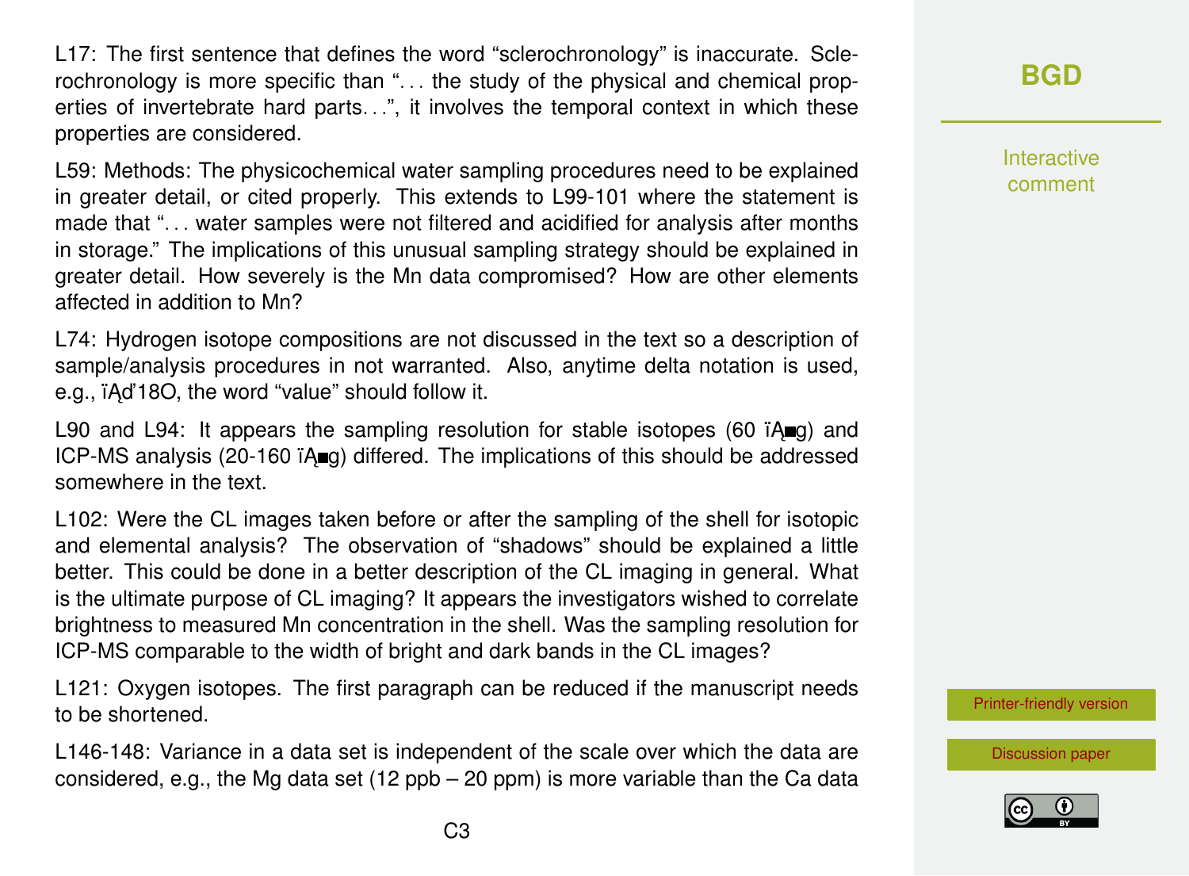L17: The first sentence that defines the word "sclerochronology" is inaccurate. Sclerochronology is more specific than "... the study of the physical and chemical properties of invertebrate hard parts...", it involves the temporal context in which these properties are considered.

L59: Methods: The physicochemical water sampling procedures need to be explained in greater detail, or cited properly. This extends to L99-101 where the statement is made that "... water samples were not filtered and acidified for analysis after months in storage." The implications of this unusual sampling strategy should be explained in greater detail. How severely is the Mn data compromised? How are other elements affected in addition to Mn?

L74: Hydrogen isotope compositions are not discussed in the text so a description of sample/analysis procedures in not warranted. Also, anytime delta notation is used, e.g., $\delta^{18}O$, the word "value" should follow it.

L90 and L94: It appears the sampling resolution for stable isotopes (60 µg) and ICP-MS analysis (20-160 µg) differed. The implications of this should be addressed somewhere in the text.

L102: Were the CL images taken before or after the sampling of the shell for isotopic and elemental analysis? The observation of "shadows" should be explained a little better. This could be done in a better description of the CL imaging in general. What is the ultimate purpose of CL imaging? It appears the investigators wished to correlate brightness to measured Mn concentration in the shell. Was the sampling resolution for ICP-MS comparable to the width of bright and dark bands in the CL images?

L121: Oxygen isotopes. The first paragraph can be reduced if the manuscript needs to be shortened.

L146-148: Variance in a data set is independent of the scale over which the data are considered, e.g., the Mg data set (12 ppb – 20 ppm) is more variable than the Ca data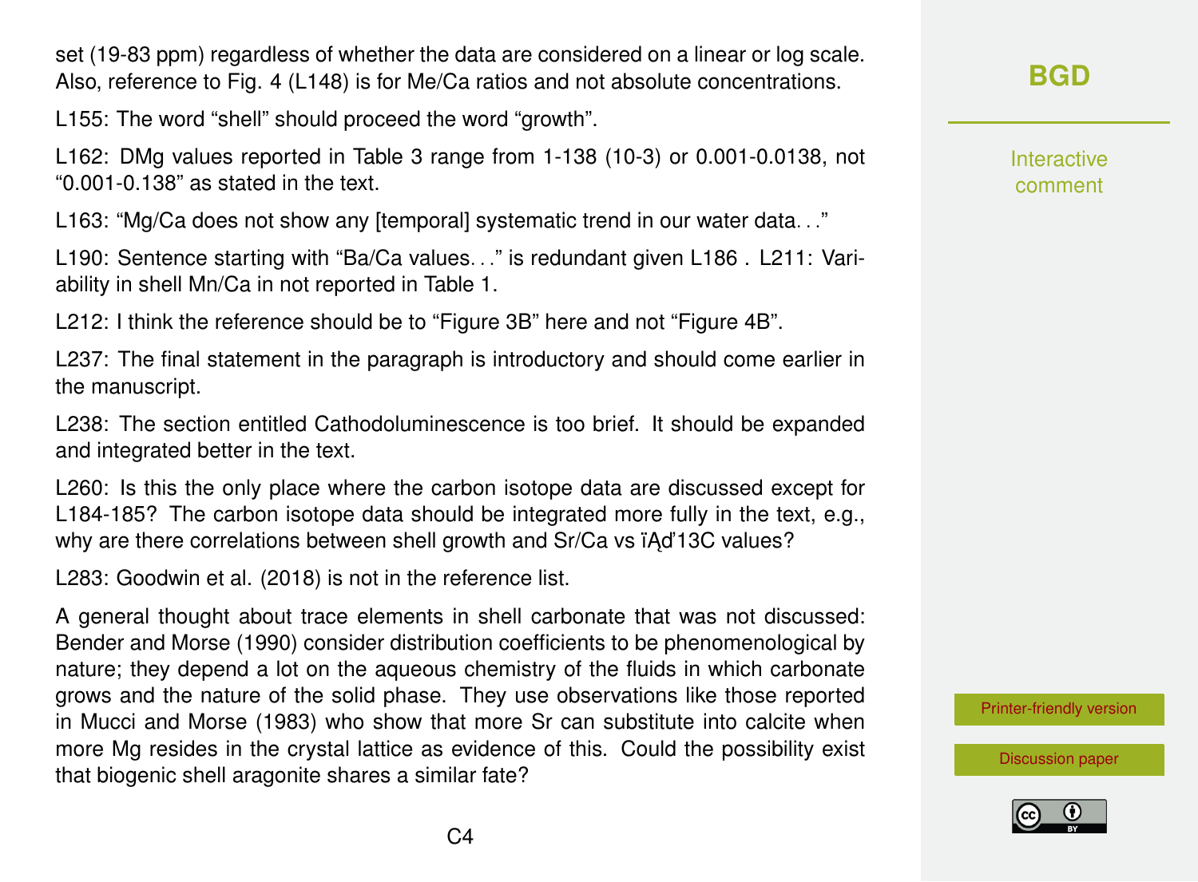set (19-83 ppm) regardless of whether the data are considered on a linear or log scale. Also, reference to Fig. 4 (L148) is for Me/Ca ratios and not absolute concentrations.

L155: The word "shell" should proceed the word "growth".

L162: DMg values reported in Table 3 range from 1-138 (10-3) or 0.001-0.0138, not "0.001-0.138" as stated in the text.

L163: "Mg/Ca does not show any [temporal] systematic trend in our water data. . ."

L190: Sentence starting with "Ba/Ca values. . ." is redundant given L186 . L211: Variability in shell Mn/Ca in not reported in Table 1.

L212: I think the reference should be to "Figure 3B" here and not "Figure 4B".

L237: The final statement in the paragraph is introductory and should come earlier in the manuscript.

L238: The section entitled Cathodoluminescence is too brief. It should be expanded and integrated better in the text.

L260: Is this the only place where the carbon isotope data are discussed except for L184-185? The carbon isotope data should be integrated more fully in the text, e.g., why are there correlations between shell growth and Sr/Ca vs $\delta^{13}C$ values?

L283: Goodwin et al. (2018) is not in the reference list.

A general thought about trace elements in shell carbonate that was not discussed: Bender and Morse (1990) consider distribution coefficients to be phenomenological by nature; they depend a lot on the aqueous chemistry of the fluids in which carbonate grows and the nature of the solid phase. They use observations like those reported in Mucci and Morse (1983) who show that more Sr can substitute into calcite when more Mg resides in the crystal lattice as evidence of this. Could the possibility exist that biogenic shell aragonite shares a similar fate?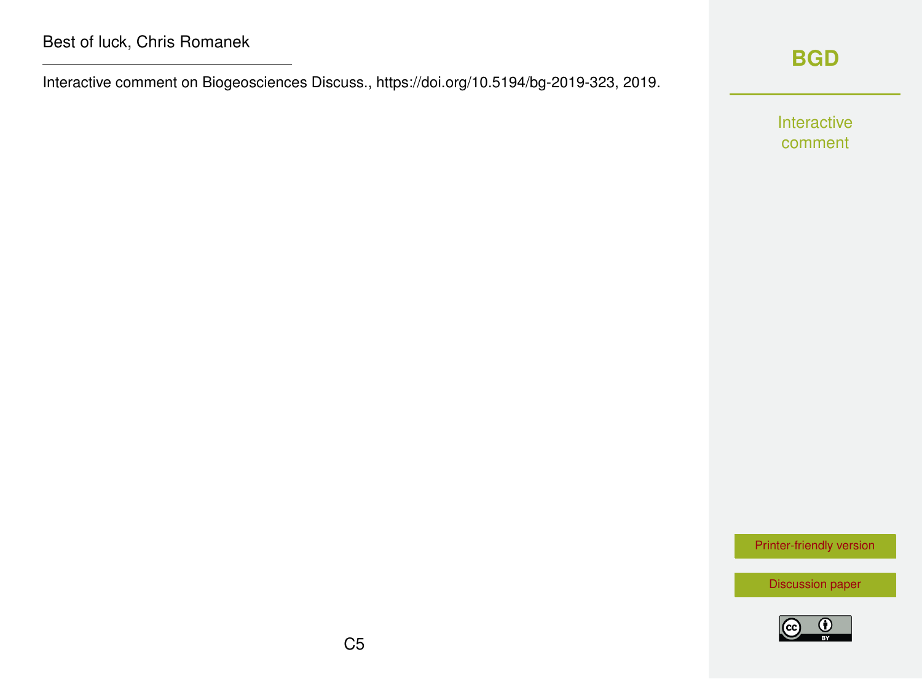Best of luck, Chris Romanek

---

Interactive comment on Biogeosciences Discuss., https://doi.org/10.5194/bg-2019-323, 2019.